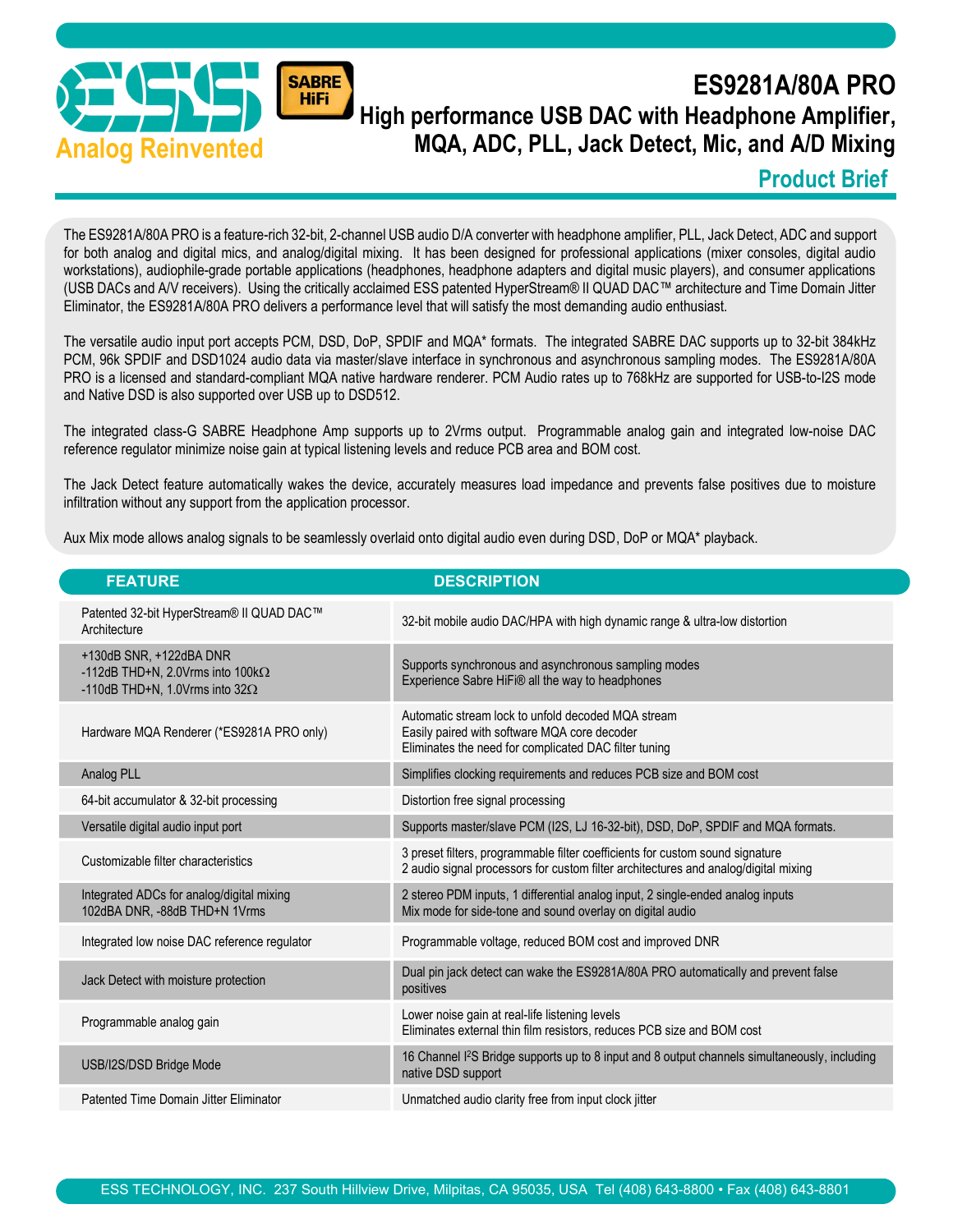# ES9281A/80A PRO

## High performance USB DAC with Headphone Amplifier, MQA, ADC, PLL, Jack Detect, Mic, and A/D Mixing

### Product Brief

The ES9281A/80A PRO is a feature-rich 32-bit, 2-channel USB audio D/A converter with headphone amplifier, PLL, Jack Detect, ADC and support for both analog and digital mics, and analog/digital mixing. It has been designed for professional applications (mixer consoles, digital audio workstations), audiophile-grade portable applications (headphones, headphone adapters and digital music players), and consumer applications (USB DACs and A/V receivers). Using the critically acclaimed ESS patented HyperStream® II QUAD DAC™ architecture and Time Domain Jitter Eliminator, the ES9281A/80A PRO delivers a performance level that will satisfy the most demanding audio enthusiast.

The versatile audio input port accepts PCM, DSD, DoP, SPDIF and MQA* formats. The integrated SABRE DAC supports up to 32-bit 384kHz PCM, 96k SPDIF and DSD1024 audio data via master/slave interface in synchronous and asynchronous sampling modes. The ES9281A/80A PRO is a licensed and standard-compliant MQA native hardware renderer. PCM Audio rates up to 768kHz are supported for USB-to-I2S mode and Native DSD is also supported over USB up to DSD512.

The integrated class-G SABRE Headphone Amp supports up to 2Vrms output. Programmable analog gain and integrated low-noise DAC reference regulator minimize noise gain at typical listening levels and reduce PCB area and BOM cost.

The Jack Detect feature automatically wakes the device, accurately measures load impedance and prevents false positives due to moisture infiltration without any support from the application processor.

Aux Mix mode allows analog signals to be seamlessly overlaid onto digital audio even during DSD, DoP or MQA* playback.

| FEATURE | DESCRIPTION |
| --- | --- |
| Patented 32-bit HyperStream® II QUAD DAC™ Architecture | 32-bit mobile audio DAC/HPA with high dynamic range & ultra-low distortion |
| +130dB SNR, +122dBA DNR<br>-112dB THD+N, 2.0Vrms into 100kΩ<br>-110dB THD+N, 1.0Vrms into 32Ω | Supports synchronous and asynchronous sampling modes<br>Experience Sabre HiFi® all the way to headphones |
| Hardware MQA Renderer (*ES9281A PRO only) | Automatic stream lock to unfold decoded MQA stream<br>Easily paired with software MQA core decoder<br>Eliminates the need for complicated DAC filter tuning |
| Analog PLL | Simplifies clocking requirements and reduces PCB size and BOM cost |
| 64-bit accumulator & 32-bit processing | Distortion free signal processing |
| Versatile digital audio input port | Supports master/slave PCM (I2S, LJ 16-32-bit), DSD, DoP, SPDIF and MQA formats. |
| Customizable filter characteristics | 3 preset filters, programmable filter coefficients for custom sound signature<br>2 audio signal processors for custom filter architectures and analog/digital mixing |
| Integrated ADCs for analog/digital mixing<br>102dBA DNR, -88dB THD+N 1Vrms | 2 stereo PDM inputs, 1 differential analog input, 2 single-ended analog inputs<br>Mix mode for side-tone and sound overlay on digital audio |
| Integrated low noise DAC reference regulator | Programmable voltage, reduced BOM cost and improved DNR |
| Jack Detect with moisture protection | Dual pin jack detect can wake the ES9281A/80A PRO automatically and prevent false positives |
| Programmable analog gain | Lower noise gain at real-life listening levels<br>Eliminates external thin film resistors, reduces PCB size and BOM cost |
| USB/I2S/DSD Bridge Mode | 16 Channel I²S Bridge supports up to 8 input and 8 output channels simultaneously, including native DSD support |
| Patented Time Domain Jitter Eliminator | Unmatched audio clarity free from input clock jitter |

ESS TECHNOLOGY, INC. 237 South Hillview Drive, Milpitas, CA 95035, USA Tel (408) 643-8800 • Fax (408) 643-8801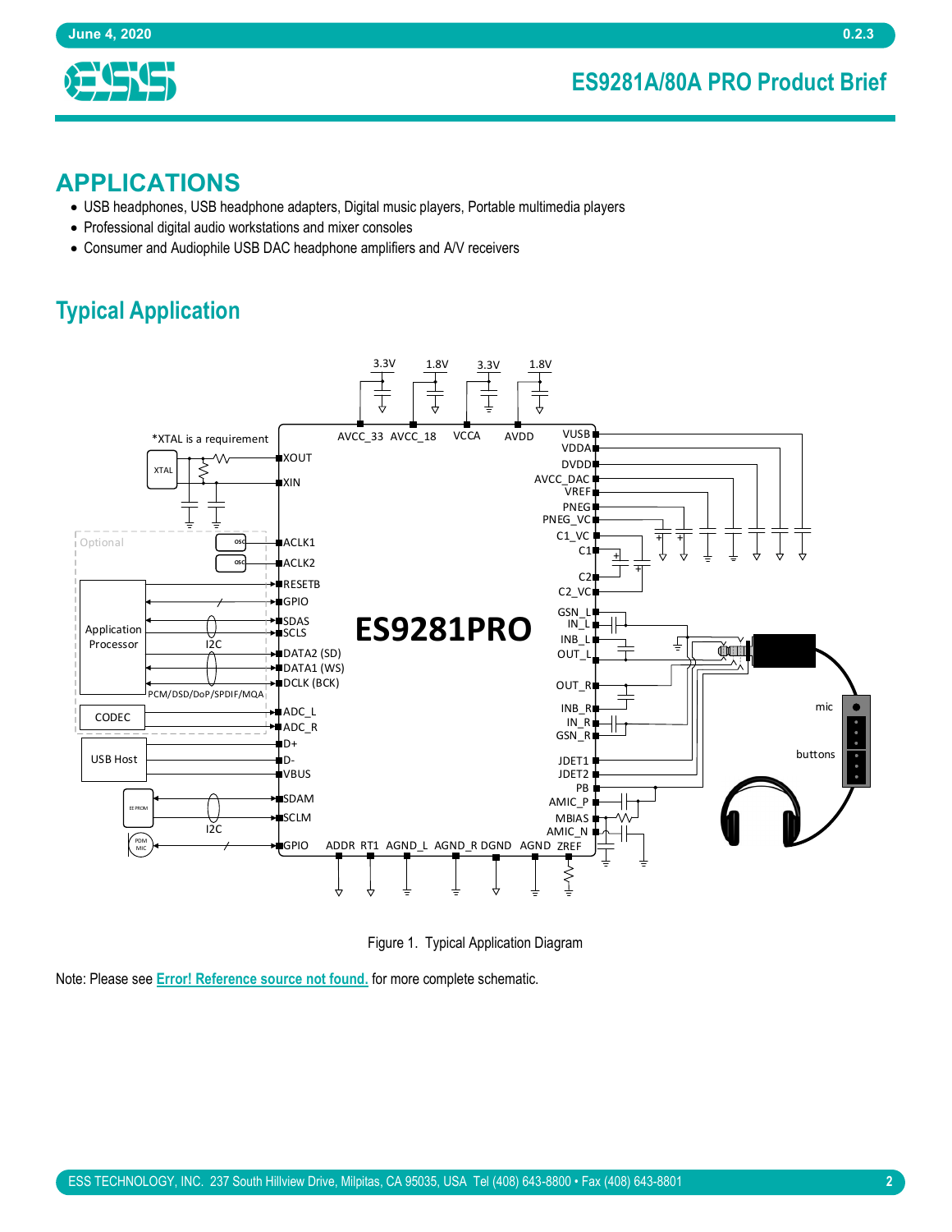## APPLICATIONS

- USB headphones, USB headphone adapters, Digital music players, Portable multimedia players
- Professional digital audio workstations and mixer consoles
- Consumer and Audiophile USB DAC headphone amplifiers and A/V receivers

## Typical Application

Figure 1. Typical Application Diagram

Note: Please see Error! Reference source not found. for more complete schematic.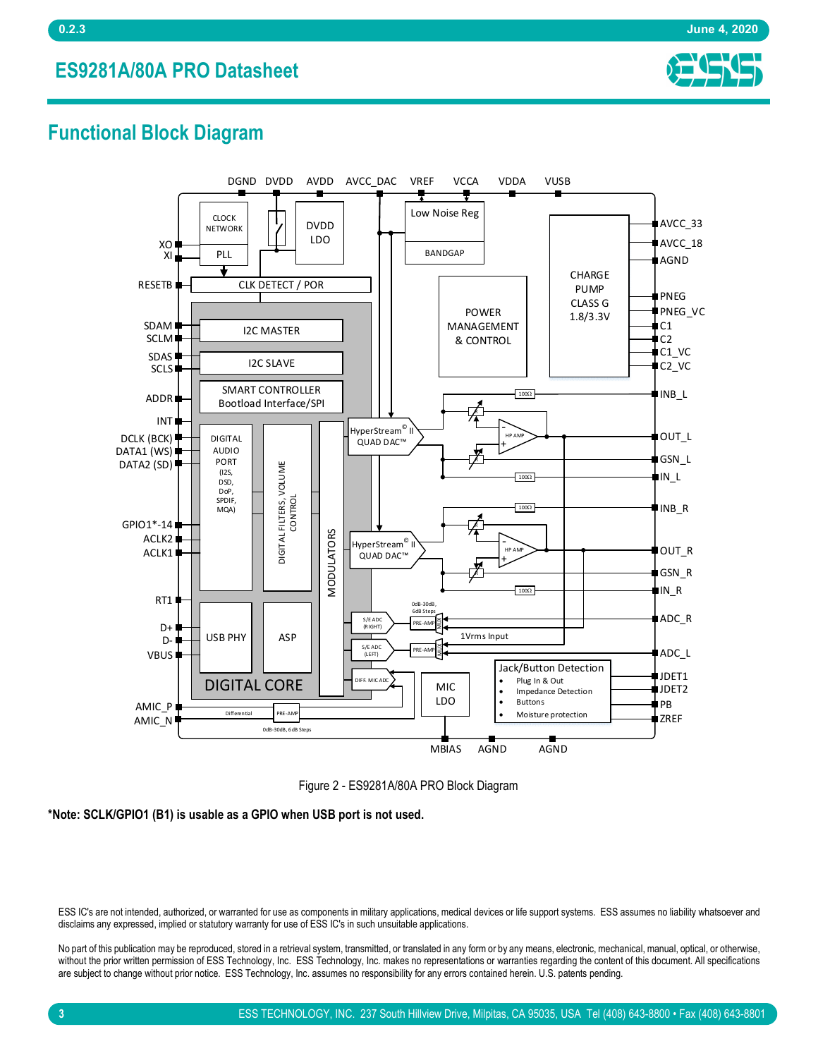## Functional Block Diagram

DGND DVDD AVDD AVCC_DAC VREF VCCA VDDA VUSB

CLOCK NETWORK

PLL

DVDD LDO

Low Noise Reg

BANDGAP

CHARGE PUMP CLASS G 1.8/3.3V

POWER MANAGEMENT & CONTROL

XO
XI
RESETB
CLK DETECT / POR

SDAM
SCLM
I2C MASTER

SDAS
SCLS
I2C SLAVE

ADDR
SMART CONTROLLER Bootload Interface/SPI

INT
DCLK (BCK)
DATA1 (WS)
DATA2 (SD)

DIGITAL AUDIO PORT (I2S, DSD, DoP, SPDIF, MQA)

DIGITAL FILTERS, VOLUME CONTROL

MODULATORS

HyperStream© II QUAD DAC™

HyperStream© II QUAD DAC™

GPIO1*-14
ACLK2
ACLK1

RT1

D+
D-
VBUS

USB PHY

ASP

DIGITAL CORE

AMIC_P
AMIC_N

Differential
PRE-AMP
0dB-30dB, 6dB Steps

DIFF. MIC ADC

S/E ADC (RIGHT)
S/E ADC (LEFT)
PRE-AMP
PRE-AMP
MUX
MUX
0dB-30dB, 6dB Steps
1Vrms Input

HP AMP
HP AMP
100Ω

MIC LDO

Jack/Button Detection
- Plug In & Out
- Impedance Detection
- Buttons
- Moisture protection

AVCC_33
AVCC_18
AGND
PNEG
PNEG_VC
C1
C2
C1_VC
C2_VC
INB_L
OUT_L
GSN_L
IN_L
INB_R
OUT_R
GSN_R
IN_R
ADC_R
ADC_L
JDET1
JDET2
PB
ZREF

MBIAS AGND AGND

Figure 2 - ES9281A/80A PRO Block Diagram

**\*Note: SCLK/GPIO1 (B1) is usable as a GPIO when USB port is not used.**

ESS IC's are not intended, authorized, or warranted for use as components in military applications, medical devices or life support systems. ESS assumes no liability whatsoever and disclaims any expressed, implied or statutory warranty for use of ESS IC's in such unsuitable applications.

No part of this publication may be reproduced, stored in a retrieval system, transmitted, or translated in any form or by any means, electronic, mechanical, manual, optical, or otherwise, without the prior written permission of ESS Technology, Inc. ESS Technology, Inc. makes no representations or warranties regarding the content of this document. All specifications are subject to change without prior notice. ESS Technology, Inc. assumes no responsibility for any errors contained herein. U.S. patents pending.